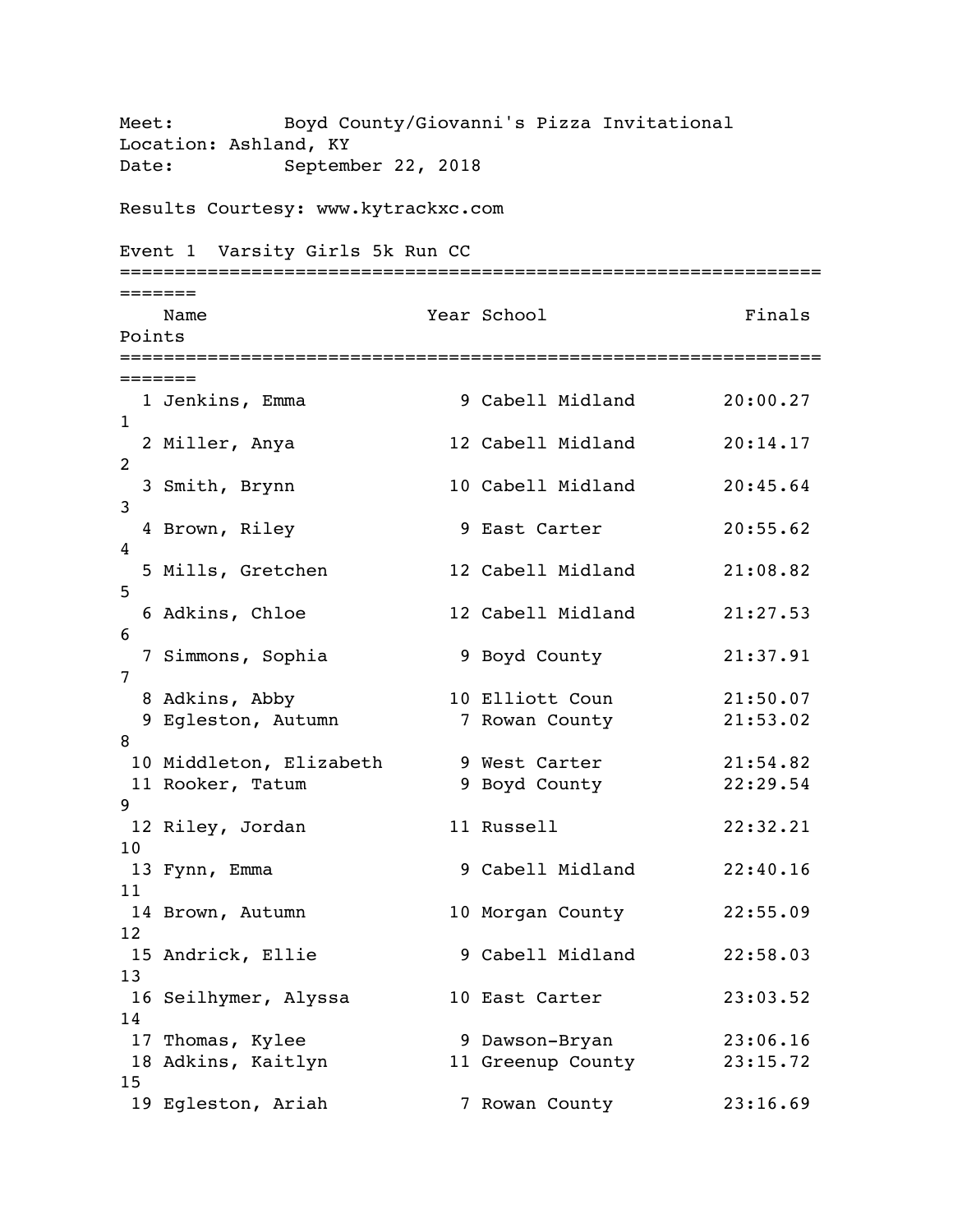Meet: Boyd County/Giovanni's Pizza Invitational
Location: Ashland, KY
Date: September 22, 2018

Results Courtesy: www.kytrackxc.com

Event 1 Varsity Girls 5k Run CC

| | Name | Year | School | Finals | Points |
|---|---|---|---|---|---|
| 1 | Jenkins, Emma | 9 | Cabell Midland | 20:00.27 | 1 |
| 2 | Miller, Anya | 12 | Cabell Midland | 20:14.17 | 2 |
| 3 | Smith, Brynn | 10 | Cabell Midland | 20:45.64 | 3 |
| 4 | Brown, Riley | 9 | East Carter | 20:55.62 | 4 |
| 5 | Mills, Gretchen | 12 | Cabell Midland | 21:08.82 | 5 |
| 6 | Adkins, Chloe | 12 | Cabell Midland | 21:27.53 | 6 |
| 7 | Simmons, Sophia | 9 | Boyd County | 21:37.91 | 7 |
| 8 | Adkins, Abby | 10 | Elliott Coun | 21:50.07 | |
| 9 | Egleston, Autumn | 7 | Rowan County | 21:53.02 | 8 |
| 10 | Middleton, Elizabeth | 9 | West Carter | 21:54.82 | |
| 11 | Rooker, Tatum | 9 | Boyd County | 22:29.54 | 9 |
| 12 | Riley, Jordan | 11 | Russell | 22:32.21 | 10 |
| 13 | Fynn, Emma | 9 | Cabell Midland | 22:40.16 | 11 |
| 14 | Brown, Autumn | 10 | Morgan County | 22:55.09 | 12 |
| 15 | Andrick, Ellie | 9 | Cabell Midland | 22:58.03 | 13 |
| 16 | Seilhymer, Alyssa | 10 | East Carter | 23:03.52 | 14 |
| 17 | Thomas, Kylee | 9 | Dawson-Bryan | 23:06.16 | |
| 18 | Adkins, Kaitlyn | 11 | Greenup County | 23:15.72 | 15 |
| 19 | Egleston, Ariah | 7 | Rowan County | 23:16.69 | |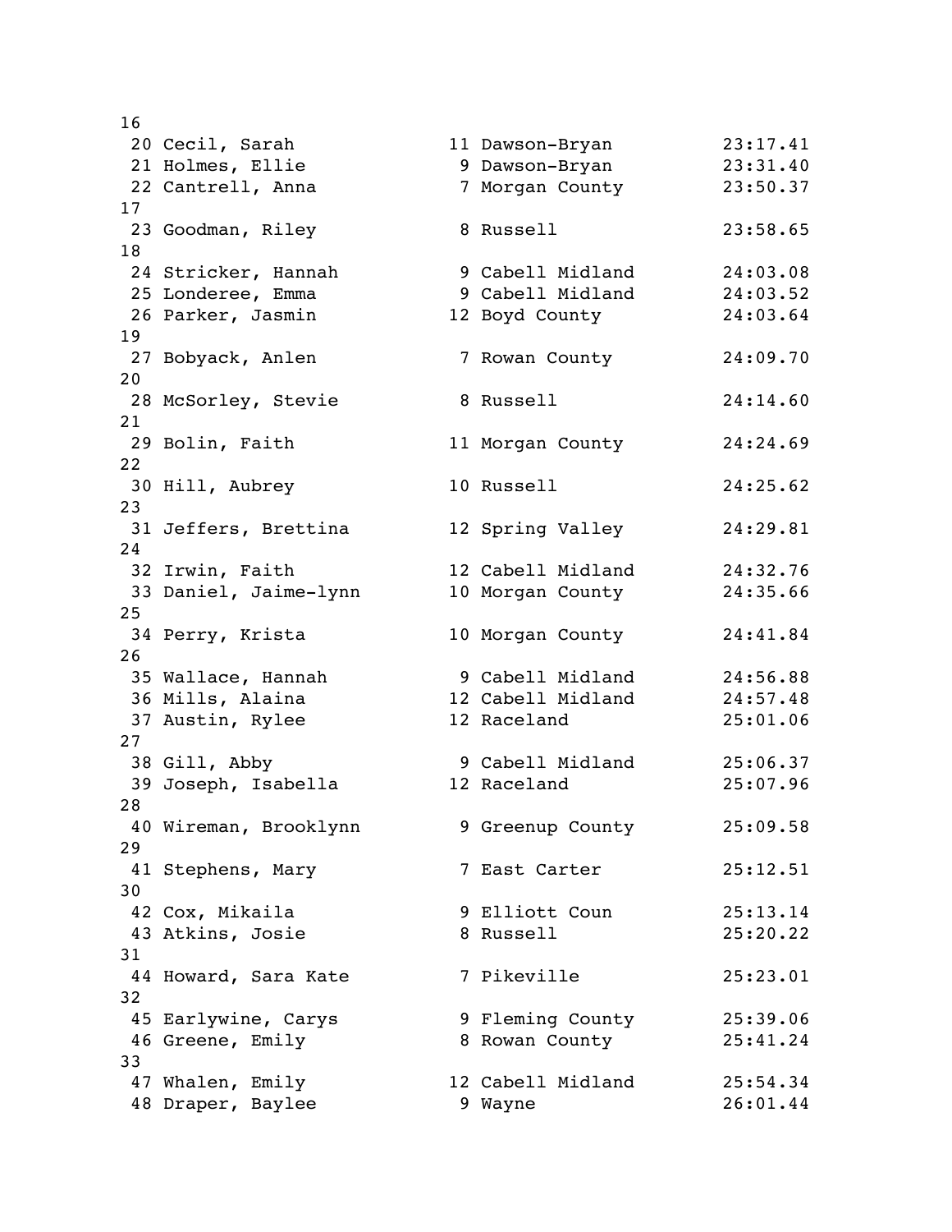```
16
 20 Cecil, Sarah            11 Dawson-Bryan        23:17.41
 21 Holmes, Ellie            9 Dawson-Bryan        23:31.40
 22 Cantrell, Anna           7 Morgan County       23:50.37
17
 23 Goodman, Riley           8 Russell             23:58.65
18
 24 Stricker, Hannah         9 Cabell Midland      24:03.08
 25 Londeree, Emma           9 Cabell Midland      24:03.52
 26 Parker, Jasmin          12 Boyd County         24:03.64
19
 27 Bobyack, Anlen           7 Rowan County        24:09.70
20
 28 McSorley, Stevie         8 Russell             24:14.60
21
 29 Bolin, Faith            11 Morgan County       24:24.69
22
 30 Hill, Aubrey            10 Russell             24:25.62
23
 31 Jeffers, Brettina       12 Spring Valley       24:29.81
24
 32 Irwin, Faith            12 Cabell Midland      24:32.76
 33 Daniel, Jaime-lynn      10 Morgan County       24:35.66
25
 34 Perry, Krista           10 Morgan County       24:41.84
26
 35 Wallace, Hannah          9 Cabell Midland      24:56.88
 36 Mills, Alaina           12 Cabell Midland      24:57.48
 37 Austin, Rylee           12 Raceland            25:01.06
27
 38 Gill, Abby               9 Cabell Midland      25:06.37
 39 Joseph, Isabella        12 Raceland            25:07.96
28
 40 Wireman, Brooklynn       9 Greenup County      25:09.58
29
 41 Stephens, Mary           7 East Carter         25:12.51
30
 42 Cox, Mikaila             9 Elliott Coun        25:13.14
 43 Atkins, Josie            8 Russell             25:20.22
31
 44 Howard, Sara Kate        7 Pikeville           25:23.01
32
 45 Earlywine, Carys         9 Fleming County      25:39.06
 46 Greene, Emily            8 Rowan County        25:41.24
33
 47 Whalen, Emily           12 Cabell Midland      25:54.34
 48 Draper, Baylee           9 Wayne               26:01.44
```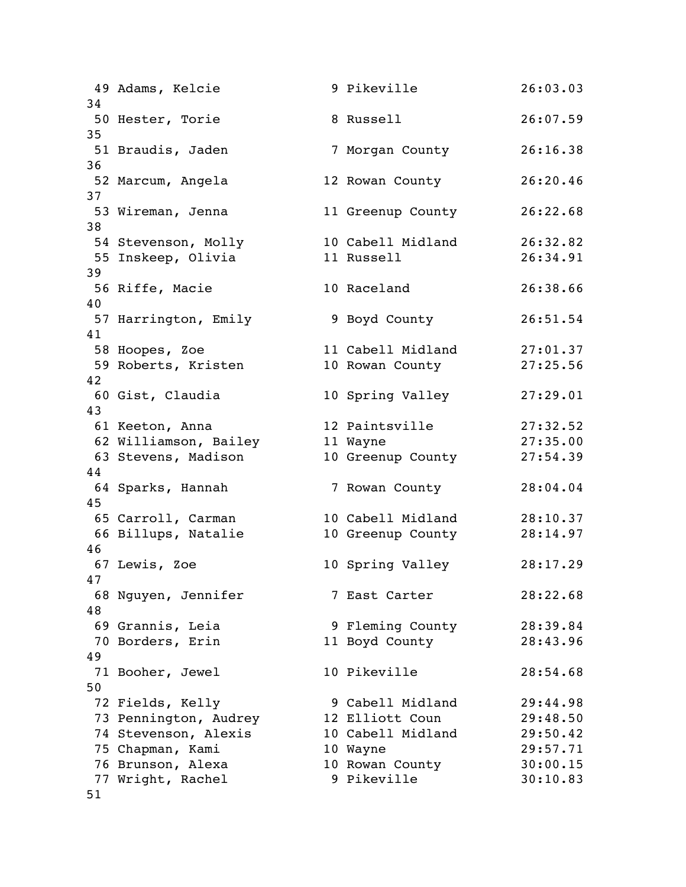| Place | Name | Year | School | Time | Score |
|---|---|---|---|---|---|
| 49 | Adams, Kelcie | 9 | Pikeville | 26:03.03 | 34 |
| 50 | Hester, Torie | 8 | Russell | 26:07.59 | 35 |
| 51 | Braudis, Jaden | 7 | Morgan County | 26:16.38 | 36 |
| 52 | Marcum, Angela | 12 | Rowan County | 26:20.46 | 37 |
| 53 | Wireman, Jenna | 11 | Greenup County | 26:22.68 | 38 |
| 54 | Stevenson, Molly | 10 | Cabell Midland | 26:32.82 | |
| 55 | Inskeep, Olivia | 11 | Russell | 26:34.91 | 39 |
| 56 | Riffe, Macie | 10 | Raceland | 26:38.66 | 40 |
| 57 | Harrington, Emily | 9 | Boyd County | 26:51.54 | 41 |
| 58 | Hoopes, Zoe | 11 | Cabell Midland | 27:01.37 | |
| 59 | Roberts, Kristen | 10 | Rowan County | 27:25.56 | 42 |
| 60 | Gist, Claudia | 10 | Spring Valley | 27:29.01 | 43 |
| 61 | Keeton, Anna | 12 | Paintsville | 27:32.52 | |
| 62 | Williamson, Bailey | 11 | Wayne | 27:35.00 | |
| 63 | Stevens, Madison | 10 | Greenup County | 27:54.39 | 44 |
| 64 | Sparks, Hannah | 7 | Rowan County | 28:04.04 | 45 |
| 65 | Carroll, Carman | 10 | Cabell Midland | 28:10.37 | |
| 66 | Billups, Natalie | 10 | Greenup County | 28:14.97 | 46 |
| 67 | Lewis, Zoe | 10 | Spring Valley | 28:17.29 | 47 |
| 68 | Nguyen, Jennifer | 7 | East Carter | 28:22.68 | 48 |
| 69 | Grannis, Leia | 9 | Fleming County | 28:39.84 | |
| 70 | Borders, Erin | 11 | Boyd County | 28:43.96 | 49 |
| 71 | Booher, Jewel | 10 | Pikeville | 28:54.68 | 50 |
| 72 | Fields, Kelly | 9 | Cabell Midland | 29:44.98 | |
| 73 | Pennington, Audrey | 12 | Elliott Coun | 29:48.50 | |
| 74 | Stevenson, Alexis | 10 | Cabell Midland | 29:50.42 | |
| 75 | Chapman, Kami | 10 | Wayne | 29:57.71 | |
| 76 | Brunson, Alexa | 10 | Rowan County | 30:00.15 | |
| 77 | Wright, Rachel | 9 | Pikeville | 30:10.83 | 51 |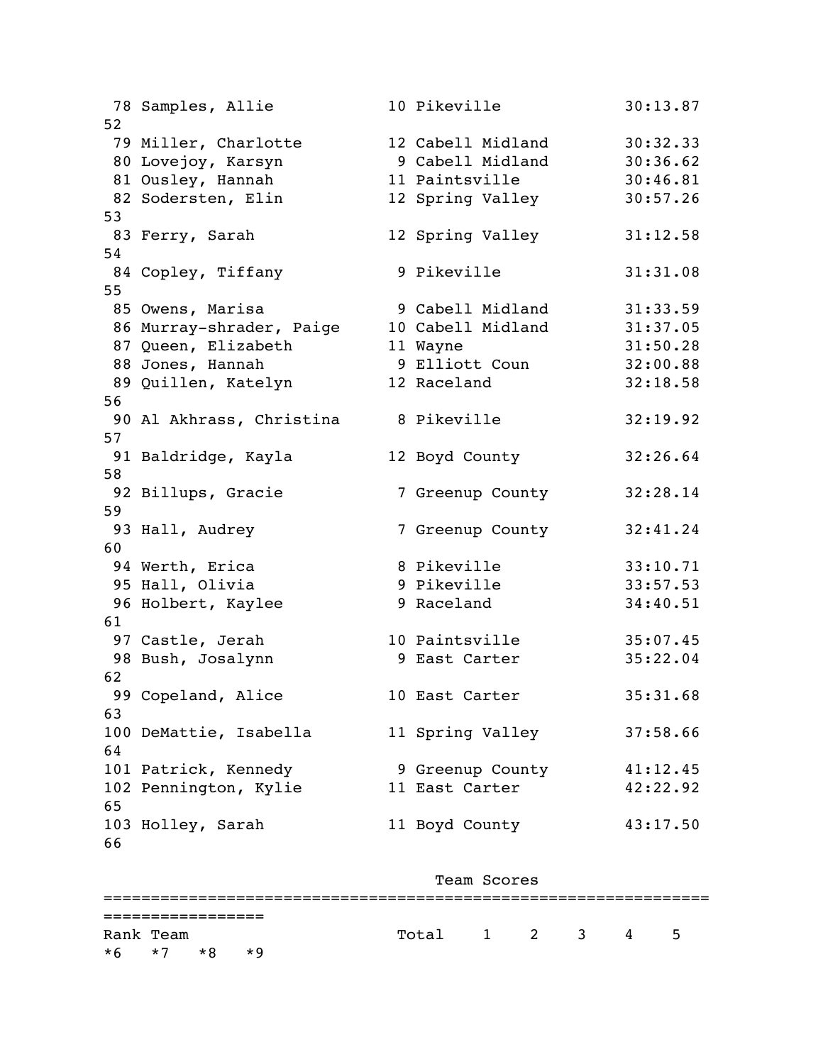```
 78 Samples, Allie           10 Pikeville            30:13.87
52
 79 Miller, Charlotte        12 Cabell Midland       30:32.33
 80 Lovejoy, Karsyn           9 Cabell Midland       30:36.62
 81 Ousley, Hannah           11 Paintsville          30:46.81
 82 Sodersten, Elin          12 Spring Valley        30:57.26
53
 83 Ferry, Sarah             12 Spring Valley        31:12.58
54
 84 Copley, Tiffany           9 Pikeville            31:31.08
55
 85 Owens, Marisa             9 Cabell Midland       31:33.59
 86 Murray-shrader, Paige    10 Cabell Midland       31:37.05
 87 Queen, Elizabeth         11 Wayne                31:50.28
 88 Jones, Hannah             9 Elliott Coun         32:00.88
 89 Quillen, Katelyn         12 Raceland             32:18.58
56
 90 Al Akhrass, Christina     8 Pikeville            32:19.92
57
 91 Baldridge, Kayla         12 Boyd County          32:26.64
58
 92 Billups, Gracie           7 Greenup County       32:28.14
59
 93 Hall, Audrey              7 Greenup County       32:41.24
60
 94 Werth, Erica              8 Pikeville            33:10.71
 95 Hall, Olivia              9 Pikeville            33:57.53
 96 Holbert, Kaylee           9 Raceland             34:40.51
61
 97 Castle, Jerah            10 Paintsville          35:07.45
 98 Bush, Josalynn            9 East Carter          35:22.04
62
 99 Copeland, Alice          10 East Carter          35:31.68
63
100 DeMattie, Isabella       11 Spring Valley        37:58.66
64
101 Patrick, Kennedy          9 Greenup County       41:12.45
102 Pennington, Kylie        11 East Carter          42:22.92
65
103 Holley, Sarah            11 Boyd County          43:17.50
66

                                 Team Scores
===============================================================
=================
Rank Team                      Total    1    2    3    4    5
*6   *7   *8   *9
```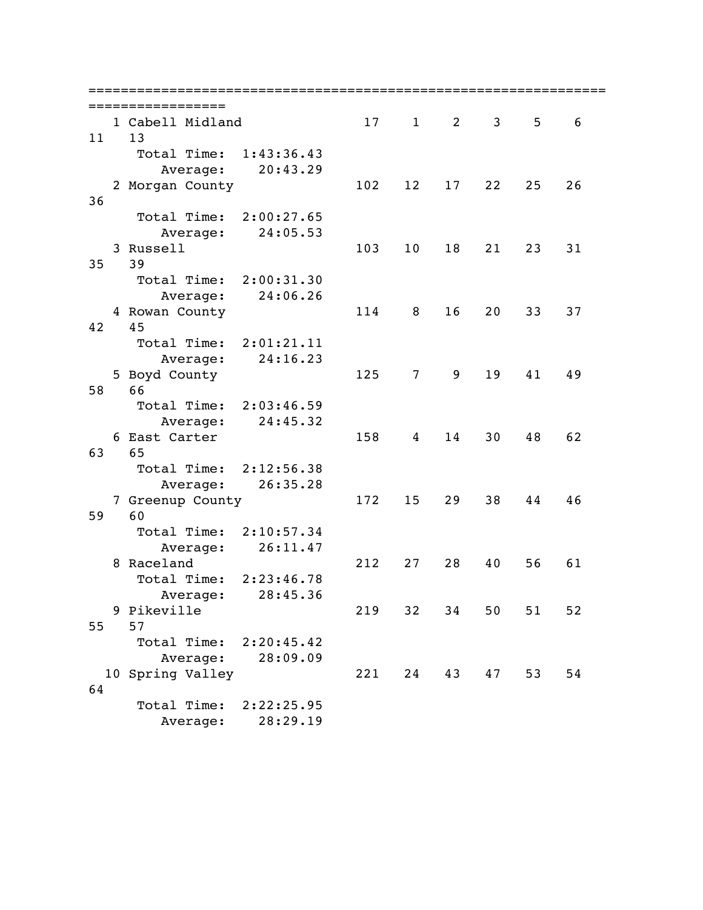```
=================================================================
=================
   1 Cabell Midland              17    1    2    3    5    6
11   13
      Total Time:  1:43:36.43
         Average:    20:43.29
   2 Morgan County              102   12   17   22   25   26
36
      Total Time:  2:00:27.65
         Average:    24:05.53
   3 Russell                    103   10   18   21   23   31
35   39
      Total Time:  2:00:31.30
         Average:    24:06.26
   4 Rowan County               114    8   16   20   33   37
42   45
      Total Time:  2:01:21.11
         Average:    24:16.23
   5 Boyd County                125    7    9   19   41   49
58   66
      Total Time:  2:03:46.59
         Average:    24:45.32
   6 East Carter                158    4   14   30   48   62
63   65
      Total Time:  2:12:56.38
         Average:    26:35.28
   7 Greenup County             172   15   29   38   44   46
59   60
      Total Time:  2:10:57.34
         Average:    26:11.47
   8 Raceland                   212   27   28   40   56   61
      Total Time:  2:23:46.78
         Average:    28:45.36
   9 Pikeville                  219   32   34   50   51   52
55   57
      Total Time:  2:20:45.42
         Average:    28:09.09
  10 Spring Valley              221   24   43   47   53   54
64
      Total Time:  2:22:25.95
         Average:    28:29.19
```